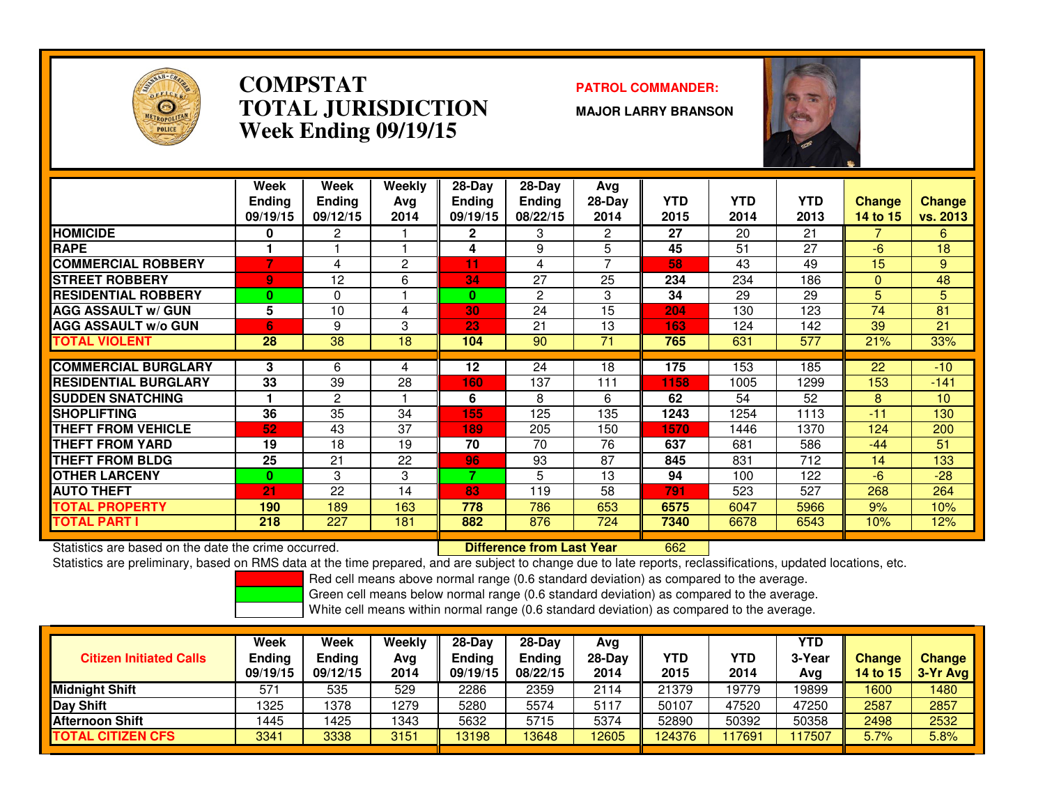# COMPSTAT
# TOTAL JURISDICTION
## Week Ending 09/19/15

**PATROL COMMANDER:**

**MAJOR LARRY BRANSON**

| | Week Ending 09/19/15 | Week Ending 09/12/15 | Weekly Avg 2014 | 28-Day Ending 09/19/15 | 28-Day Ending 08/22/15 | Avg 28-Day 2014 | YTD 2015 | YTD 2014 | YTD 2013 | Change 14 to 15 | Change vs. 2013 |
|---|---|---|---|---|---|---|---|---|---|---|---|
| HOMICIDE | 0 | 2 | 1 | 2 | 3 | 2 | 27 | 20 | 21 | 7 | 6 |
| RAPE | 1 | 1 | 1 | 4 | 9 | 5 | 45 | 51 | 27 | -6 | 18 |
| COMMERCIAL ROBBERY | 7 | 4 | 2 | 11 | 4 | 7 | 58 | 43 | 49 | 15 | 9 |
| STREET ROBBERY | 9 | 12 | 6 | 34 | 27 | 25 | 234 | 234 | 186 | 0 | 48 |
| RESIDENTIAL ROBBERY | 0 | 0 | 1 | 0 | 2 | 3 | 34 | 29 | 29 | 5 | 5 |
| AGG ASSAULT w/ GUN | 5 | 10 | 4 | 30 | 24 | 15 | 204 | 130 | 123 | 74 | 81 |
| AGG ASSAULT w/o GUN | 6 | 9 | 3 | 23 | 21 | 13 | 163 | 124 | 142 | 39 | 21 |
| TOTAL VIOLENT | 28 | 38 | 18 | 104 | 90 | 71 | 765 | 631 | 577 | 21% | 33% |
| COMMERCIAL BURGLARY | 3 | 6 | 4 | 12 | 24 | 18 | 175 | 153 | 185 | 22 | -10 |
| RESIDENTIAL BURGLARY | 33 | 39 | 28 | 160 | 137 | 111 | 1158 | 1005 | 1299 | 153 | -141 |
| SUDDEN SNATCHING | 1 | 2 | 1 | 6 | 8 | 6 | 62 | 54 | 52 | 8 | 10 |
| SHOPLIFTING | 36 | 35 | 34 | 155 | 125 | 135 | 1243 | 1254 | 1113 | -11 | 130 |
| THEFT FROM VEHICLE | 52 | 43 | 37 | 189 | 205 | 150 | 1570 | 1446 | 1370 | 124 | 200 |
| THEFT FROM YARD | 19 | 18 | 19 | 70 | 70 | 76 | 637 | 681 | 586 | -44 | 51 |
| THEFT FROM BLDG | 25 | 21 | 22 | 96 | 93 | 87 | 845 | 831 | 712 | 14 | 133 |
| OTHER LARCENY | 0 | 3 | 3 | 7 | 5 | 13 | 94 | 100 | 122 | -6 | -28 |
| AUTO THEFT | 21 | 22 | 14 | 83 | 119 | 58 | 791 | 523 | 527 | 268 | 264 |
| TOTAL PROPERTY | 190 | 189 | 163 | 778 | 786 | 653 | 6575 | 6047 | 5966 | 9% | 10% |
| TOTAL PART I | 218 | 227 | 181 | 882 | 876 | 724 | 7340 | 6678 | 6543 | 10% | 12% |

Statistics are based on the date the crime occurred. **Difference from Last Year** 662

Statistics are preliminary, based on RMS data at the time prepared, and are subject to change due to late reports, reclassifications, updated locations, etc.

Red cell means above normal range (0.6 standard deviation) as compared to the average.
Green cell means below normal range (0.6 standard deviation) as compared to the average.
White cell means within normal range (0.6 standard deviation) as compared to the average.

| Citizen Initiated Calls | Week Ending 09/19/15 | Week Ending 09/12/15 | Weekly Avg 2014 | 28-Day Ending 09/19/15 | 28-Day Ending 08/22/15 | Avg 28-Day 2014 | YTD 2015 | YTD 2014 | YTD 3-Year Avg | Change 14 to 15 | Change 3-Yr Avg |
|---|---|---|---|---|---|---|---|---|---|---|---|
| Midnight Shift | 571 | 535 | 529 | 2286 | 2359 | 2114 | 21379 | 19779 | 19899 | 1600 | 1480 |
| Day Shift | 1325 | 1378 | 1279 | 5280 | 5574 | 5117 | 50107 | 47520 | 47250 | 2587 | 2857 |
| Afternoon Shift | 1445 | 1425 | 1343 | 5632 | 5715 | 5374 | 52890 | 50392 | 50358 | 2498 | 2532 |
| TOTAL CITIZEN CFS | 3341 | 3338 | 3151 | 13198 | 13648 | 12605 | 124376 | 117691 | 117507 | 5.7% | 5.8% |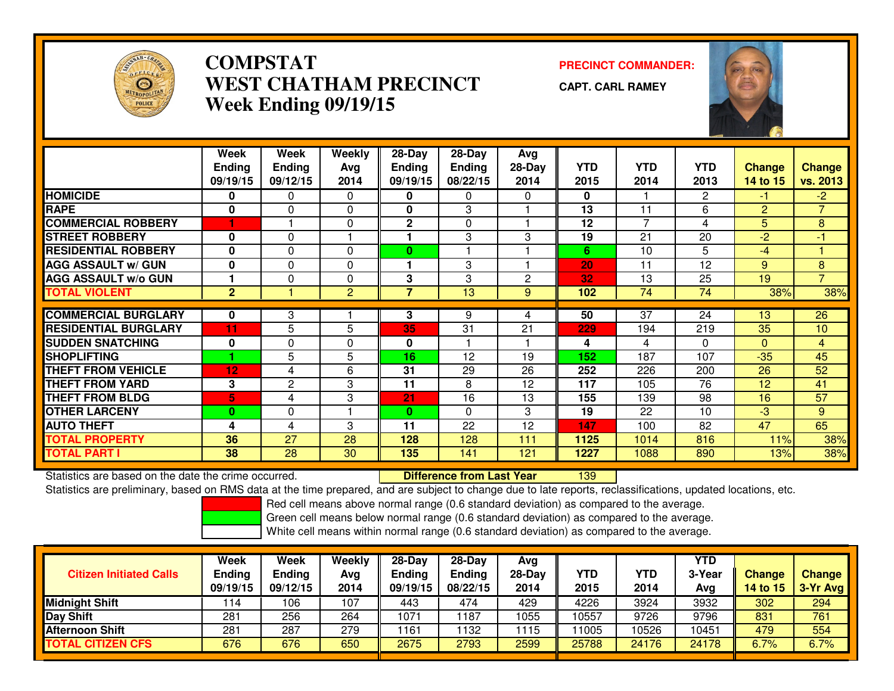# COMPSTAT
# WEST CHATHAM PRECINCT
# Week Ending 09/19/15

**PRECINCT COMMANDER:**

**CAPT. CARL RAMEY**

| | Week Ending 09/19/15 | Week Ending 09/12/15 | Weekly Avg 2014 | 28-Day Ending 09/19/15 | 28-Day Ending 08/22/15 | Avg 28-Day 2014 | YTD 2015 | YTD 2014 | YTD 2013 | Change 14 to 15 | Change vs. 2013 |
|---|---|---|---|---|---|---|---|---|---|---|---|
| HOMICIDE | 0 | 0 | 0 | 0 | 0 | 0 | 0 | 1 | 2 | -1 | -2 |
| RAPE | 0 | 0 | 0 | 0 | 3 | 1 | 13 | 11 | 6 | 2 | 7 |
| COMMERCIAL ROBBERY | 1 | 1 | 0 | 2 | 0 | 1 | 12 | 7 | 4 | 5 | 8 |
| STREET ROBBERY | 0 | 0 | 1 | 1 | 3 | 3 | 19 | 21 | 20 | -2 | -1 |
| RESIDENTIAL ROBBERY | 0 | 0 | 0 | 0 | 1 | 1 | 6 | 10 | 5 | -4 | 1 |
| AGG ASSAULT w/ GUN | 0 | 0 | 0 | 1 | 3 | 1 | 20 | 11 | 12 | 9 | 8 |
| AGG ASSAULT w/o GUN | 1 | 0 | 0 | 3 | 3 | 2 | 32 | 13 | 25 | 19 | 7 |
| TOTAL VIOLENT | 2 | 1 | 2 | 7 | 13 | 9 | 102 | 74 | 74 | 38% | 38% |
| COMMERCIAL BURGLARY | 0 | 3 | 1 | 3 | 9 | 4 | 50 | 37 | 24 | 13 | 26 |
| RESIDENTIAL BURGLARY | 11 | 5 | 5 | 35 | 31 | 21 | 229 | 194 | 219 | 35 | 10 |
| SUDDEN SNATCHING | 0 | 0 | 0 | 0 | 1 | 1 | 4 | 4 | 0 | 0 | 4 |
| SHOPLIFTING | 1 | 5 | 5 | 16 | 12 | 19 | 152 | 187 | 107 | -35 | 45 |
| THEFT FROM VEHICLE | 12 | 4 | 6 | 31 | 29 | 26 | 252 | 226 | 200 | 26 | 52 |
| THEFT FROM YARD | 3 | 2 | 3 | 11 | 8 | 12 | 117 | 105 | 76 | 12 | 41 |
| THEFT FROM BLDG | 5 | 4 | 3 | 21 | 16 | 13 | 155 | 139 | 98 | 16 | 57 |
| OTHER LARCENY | 0 | 0 | 1 | 0 | 0 | 3 | 19 | 22 | 10 | -3 | 9 |
| AUTO THEFT | 4 | 4 | 3 | 11 | 22 | 12 | 147 | 100 | 82 | 47 | 65 |
| TOTAL PROPERTY | 36 | 27 | 28 | 128 | 128 | 111 | 1125 | 1014 | 816 | 11% | 38% |
| TOTAL PART I | 38 | 28 | 30 | 135 | 141 | 121 | 1227 | 1088 | 890 | 13% | 38% |

Statistics are based on the date the crime occurred. **Difference from Last Year** 139

Statistics are preliminary, based on RMS data at the time prepared, and are subject to change due to late reports, reclassifications, updated locations, etc.

Red cell means above normal range (0.6 standard deviation) as compared to the average.
Green cell means below normal range (0.6 standard deviation) as compared to the average.
White cell means within normal range (0.6 standard deviation) as compared to the average.

| Citizen Initiated Calls | Week Ending 09/19/15 | Week Ending 09/12/15 | Weekly Avg 2014 | 28-Day Ending 09/19/15 | 28-Day Ending 08/22/15 | Avg 28-Day 2014 | YTD 2015 | YTD 2014 | YTD 3-Year Avg | Change 14 to 15 | Change 3-Yr Avg |
|---|---|---|---|---|---|---|---|---|---|---|---|
| Midnight Shift | 114 | 106 | 107 | 443 | 474 | 429 | 4226 | 3924 | 3932 | 302 | 294 |
| Day Shift | 281 | 256 | 264 | 1071 | 1187 | 1055 | 10557 | 9726 | 9796 | 831 | 761 |
| Afternoon Shift | 281 | 287 | 279 | 1161 | 1132 | 1115 | 11005 | 10526 | 10451 | 479 | 554 |
| TOTAL CITIZEN CFS | 676 | 676 | 650 | 2675 | 2793 | 2599 | 25788 | 24176 | 24178 | 6.7% | 6.7% |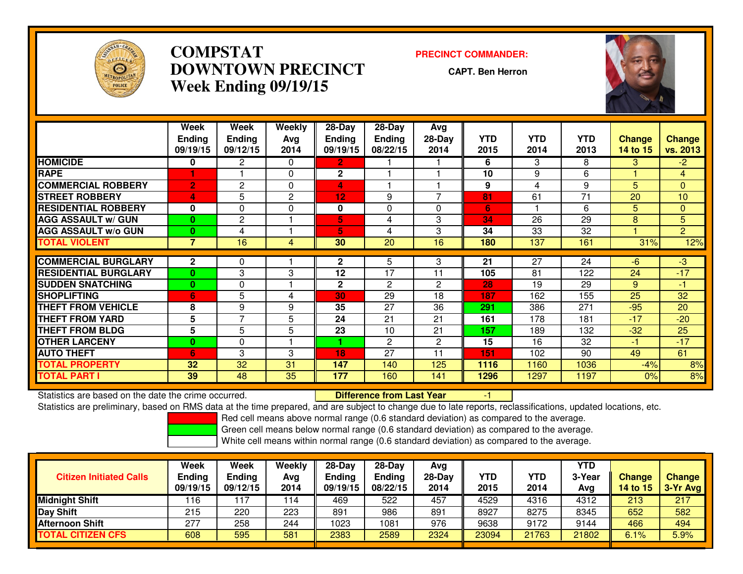# COMPSTAT
# DOWNTOWN PRECINCT
# Week Ending 09/19/15

**PRECINCT COMMANDER:**

**CAPT. Ben Herron**

| | Week Ending 09/19/15 | Week Ending 09/12/15 | Weekly Avg 2014 | 28-Day Ending 09/19/15 | 28-Day Ending 08/22/15 | Avg 28-Day 2014 | YTD 2015 | YTD 2014 | YTD 2013 | Change 14 to 15 | Change vs. 2013 |
|---|---|---|---|---|---|---|---|---|---|---|---|
| HOMICIDE | 0 | 2 | 0 | 2 | 1 | 1 | 6 | 3 | 8 | 3 | -2 |
| RAPE | 1 | 1 | 0 | 2 | 1 | 1 | 10 | 9 | 6 | 1 | 4 |
| COMMERCIAL ROBBERY | 2 | 2 | 0 | 4 | 1 | 1 | 9 | 4 | 9 | 5 | 0 |
| STREET ROBBERY | 4 | 5 | 2 | 12 | 9 | 7 | 81 | 61 | 71 | 20 | 10 |
| RESIDENTIAL ROBBERY | 0 | 0 | 0 | 0 | 0 | 0 | 6 | 1 | 6 | 5 | 0 |
| AGG ASSAULT w/ GUN | 0 | 2 | 1 | 5 | 4 | 3 | 34 | 26 | 29 | 8 | 5 |
| AGG ASSAULT w/o GUN | 0 | 4 | 1 | 5 | 4 | 3 | 34 | 33 | 32 | 1 | 2 |
| TOTAL VIOLENT | 7 | 16 | 4 | 30 | 20 | 16 | 180 | 137 | 161 | 31% | 12% |
| COMMERCIAL BURGLARY | 2 | 0 | 1 | 2 | 5 | 3 | 21 | 27 | 24 | -6 | -3 |
| RESIDENTIAL BURGLARY | 0 | 3 | 3 | 12 | 17 | 11 | 105 | 81 | 122 | 24 | -17 |
| SUDDEN SNATCHING | 0 | 0 | 1 | 2 | 2 | 2 | 28 | 19 | 29 | 9 | -1 |
| SHOPLIFTING | 6 | 5 | 4 | 30 | 29 | 18 | 187 | 162 | 155 | 25 | 32 |
| THEFT FROM VEHICLE | 8 | 9 | 9 | 35 | 27 | 36 | 291 | 386 | 271 | -95 | 20 |
| THEFT FROM YARD | 5 | 7 | 5 | 24 | 21 | 21 | 161 | 178 | 181 | -17 | -20 |
| THEFT FROM BLDG | 5 | 5 | 5 | 23 | 10 | 21 | 157 | 189 | 132 | -32 | 25 |
| OTHER LARCENY | 0 | 0 | 1 | 1 | 2 | 2 | 15 | 16 | 32 | -1 | -17 |
| AUTO THEFT | 6 | 3 | 3 | 18 | 27 | 11 | 151 | 102 | 90 | 49 | 61 |
| TOTAL PROPERTY | 32 | 32 | 31 | 147 | 140 | 125 | 1116 | 1160 | 1036 | -4% | 8% |
| TOTAL PART I | 39 | 48 | 35 | 177 | 160 | 141 | 1296 | 1297 | 1197 | 0% | 8% |

Statistics are based on the date the crime occurred. **Difference from Last Year** -1

Statistics are preliminary, based on RMS data at the time prepared, and are subject to change due to late reports, reclassifications, updated locations, etc.

Red cell means above normal range (0.6 standard deviation) as compared to the average.
Green cell means below normal range (0.6 standard deviation) as compared to the average.
White cell means within normal range (0.6 standard deviation) as compared to the average.

| Citizen Initiated Calls | Week Ending 09/19/15 | Week Ending 09/12/15 | Weekly Avg 2014 | 28-Day Ending 09/19/15 | 28-Day Ending 08/22/15 | Avg 28-Day 2014 | YTD 2015 | YTD 2014 | YTD 3-Year Avg | Change 14 to 15 | Change 3-Yr Avg |
|---|---|---|---|---|---|---|---|---|---|---|---|
| Midnight Shift | 116 | 117 | 114 | 469 | 522 | 457 | 4529 | 4316 | 4312 | 213 | 217 |
| Day Shift | 215 | 220 | 223 | 891 | 986 | 891 | 8927 | 8275 | 8345 | 652 | 582 |
| Afternoon Shift | 277 | 258 | 244 | 1023 | 1081 | 976 | 9638 | 9172 | 9144 | 466 | 494 |
| TOTAL CITIZEN CFS | 608 | 595 | 581 | 2383 | 2589 | 2324 | 23094 | 21763 | 21802 | 6.1% | 5.9% |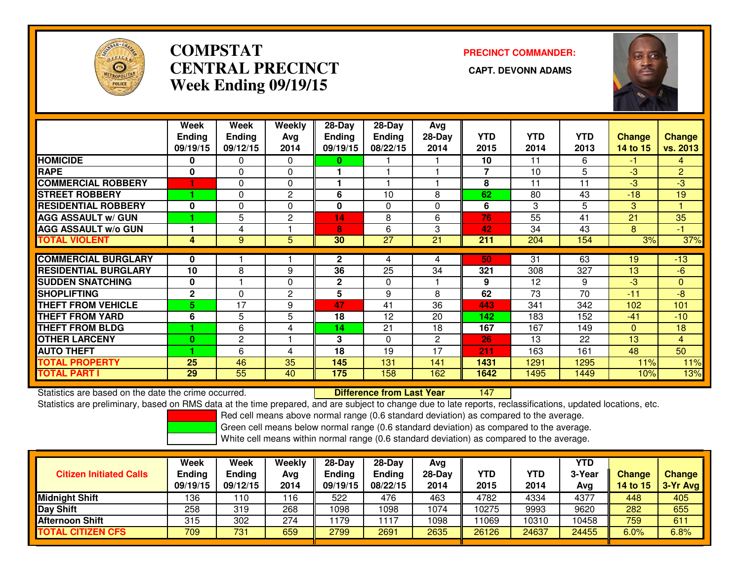# COMPSTAT
# CENTRAL PRECINCT
# Week Ending 09/19/15

**PRECINCT COMMANDER:**

**CAPT. DEVONN ADAMS**

| | Week Ending 09/19/15 | Week Ending 09/12/15 | Weekly Avg 2014 | 28-Day Ending 09/19/15 | 28-Day Ending 08/22/15 | Avg 28-Day 2014 | YTD 2015 | YTD 2014 | YTD 2013 | Change 14 to 15 | Change vs. 2013 |
|---|---|---|---|---|---|---|---|---|---|---|---|
| HOMICIDE | 0 | 0 | 0 | 0 | 1 | 1 | 10 | 11 | 6 | -1 | 4 |
| RAPE | 0 | 0 | 0 | 1 | 1 | 1 | 7 | 10 | 5 | -3 | 2 |
| COMMERCIAL ROBBERY | 1 | 0 | 0 | 1 | 1 | 1 | 8 | 11 | 11 | -3 | -3 |
| STREET ROBBERY | 1 | 0 | 2 | 6 | 10 | 8 | 62 | 80 | 43 | -18 | 19 |
| RESIDENTIAL ROBBERY | 0 | 0 | 0 | 0 | 0 | 0 | 6 | 3 | 5 | 3 | 1 |
| AGG ASSAULT w/ GUN | 1 | 5 | 2 | 14 | 8 | 6 | 76 | 55 | 41 | 21 | 35 |
| AGG ASSAULT w/o GUN | 1 | 4 | 1 | 8 | 6 | 3 | 42 | 34 | 43 | 8 | -1 |
| TOTAL VIOLENT | 4 | 9 | 5 | 30 | 27 | 21 | 211 | 204 | 154 | 3% | 37% |
| COMMERCIAL BURGLARY | 0 | 1 | 1 | 2 | 4 | 4 | 50 | 31 | 63 | 19 | -13 |
| RESIDENTIAL BURGLARY | 10 | 8 | 9 | 36 | 25 | 34 | 321 | 308 | 327 | 13 | -6 |
| SUDDEN SNATCHING | 0 | 1 | 0 | 2 | 0 | 1 | 9 | 12 | 9 | -3 | 0 |
| SHOPLIFTING | 2 | 0 | 2 | 5 | 9 | 8 | 62 | 73 | 70 | -11 | -8 |
| THEFT FROM VEHICLE | 5 | 17 | 9 | 47 | 41 | 36 | 443 | 341 | 342 | 102 | 101 |
| THEFT FROM YARD | 6 | 5 | 5 | 18 | 12 | 20 | 142 | 183 | 152 | -41 | -10 |
| THEFT FROM BLDG | 1 | 6 | 4 | 14 | 21 | 18 | 167 | 167 | 149 | 0 | 18 |
| OTHER LARCENY | 0 | 2 | 1 | 3 | 0 | 2 | 26 | 13 | 22 | 13 | 4 |
| AUTO THEFT | 1 | 6 | 4 | 18 | 19 | 17 | 211 | 163 | 161 | 48 | 50 |
| TOTAL PROPERTY | 25 | 46 | 35 | 145 | 131 | 141 | 1431 | 1291 | 1295 | 11% | 11% |
| TOTAL PART I | 29 | 55 | 40 | 175 | 158 | 162 | 1642 | 1495 | 1449 | 10% | 13% |

Statistics are based on the date the crime occurred. **Difference from Last Year** 147

Statistics are preliminary, based on RMS data at the time prepared, and are subject to change due to late reports, reclassifications, updated locations, etc.

Red cell means above normal range (0.6 standard deviation) as compared to the average.

Green cell means below normal range (0.6 standard deviation) as compared to the average.

White cell means within normal range (0.6 standard deviation) as compared to the average.

| Citizen Initiated Calls | Week Ending 09/19/15 | Week Ending 09/12/15 | Weekly Avg 2014 | 28-Day Ending 09/19/15 | 28-Day Ending 08/22/15 | Avg 28-Day 2014 | YTD 2015 | YTD 2014 | YTD 3-Year Avg | Change 14 to 15 | Change 3-Yr Avg |
|---|---|---|---|---|---|---|---|---|---|---|---|
| Midnight Shift | 136 | 110 | 116 | 522 | 476 | 463 | 4782 | 4334 | 4377 | 448 | 405 |
| Day Shift | 258 | 319 | 268 | 1098 | 1098 | 1074 | 10275 | 9993 | 9620 | 282 | 655 |
| Afternoon Shift | 315 | 302 | 274 | 1179 | 1117 | 1098 | 11069 | 10310 | 10458 | 759 | 611 |
| TOTAL CITIZEN CFS | 709 | 731 | 659 | 2799 | 2691 | 2635 | 26126 | 24637 | 24455 | 6.0% | 6.8% |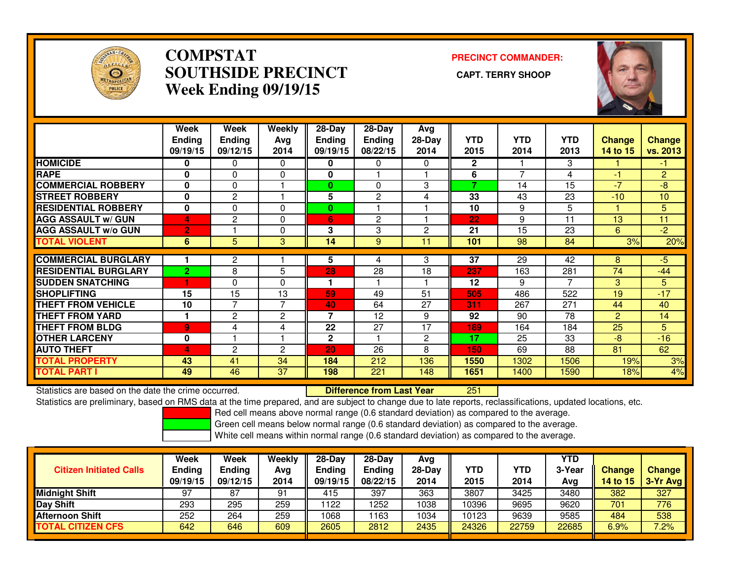# COMPSTAT
# SOUTHSIDE PRECINCT
## Week Ending 09/19/15

**PRECINCT COMMANDER:**

**CAPT. TERRY SHOOP**

| | Week Ending 09/19/15 | Week Ending 09/12/15 | Weekly Avg 2014 | 28-Day Ending 09/19/15 | 28-Day Ending 08/22/15 | Avg 28-Day 2014 | YTD 2015 | YTD 2014 | YTD 2013 | Change 14 to 15 | Change vs. 2013 |
|---|---|---|---|---|---|---|---|---|---|---|---|
| HOMICIDE | 0 | 0 | 0 | 0 | 0 | 0 | 2 | 1 | 3 | 1 | -1 |
| RAPE | 0 | 0 | 0 | 0 | 1 | 1 | 6 | 7 | 4 | -1 | 2 |
| COMMERCIAL ROBBERY | 0 | 0 | 1 | 0 | 0 | 3 | 7 | 14 | 15 | -7 | -8 |
| STREET ROBBERY | 0 | 2 | 1 | 5 | 2 | 4 | 33 | 43 | 23 | -10 | 10 |
| RESIDENTIAL ROBBERY | 0 | 0 | 0 | 0 | 1 | 1 | 10 | 9 | 5 | 1 | 5 |
| AGG ASSAULT w/ GUN | 4 | 2 | 0 | 6 | 2 | 1 | 22 | 9 | 11 | 13 | 11 |
| AGG ASSAULT w/o GUN | 2 | 1 | 0 | 3 | 3 | 2 | 21 | 15 | 23 | 6 | -2 |
| TOTAL VIOLENT | 6 | 5 | 3 | 14 | 9 | 11 | 101 | 98 | 84 | 3% | 20% |
| COMMERCIAL BURGLARY | 1 | 2 | 1 | 5 | 4 | 3 | 37 | 29 | 42 | 8 | -5 |
| RESIDENTIAL BURGLARY | 2 | 8 | 5 | 28 | 28 | 18 | 237 | 163 | 281 | 74 | -44 |
| SUDDEN SNATCHING | 1 | 0 | 0 | 1 | 1 | 1 | 12 | 9 | 7 | 3 | 5 |
| SHOPLIFTING | 15 | 15 | 13 | 59 | 49 | 51 | 505 | 486 | 522 | 19 | -17 |
| THEFT FROM VEHICLE | 10 | 7 | 7 | 40 | 64 | 27 | 311 | 267 | 271 | 44 | 40 |
| THEFT FROM YARD | 1 | 2 | 2 | 7 | 12 | 9 | 92 | 90 | 78 | 2 | 14 |
| THEFT FROM BLDG | 9 | 4 | 4 | 22 | 27 | 17 | 189 | 164 | 184 | 25 | 5 |
| OTHER LARCENY | 0 | 1 | 1 | 2 | 1 | 2 | 17 | 25 | 33 | -8 | -16 |
| AUTO THEFT | 4 | 2 | 2 | 20 | 26 | 8 | 150 | 69 | 88 | 81 | 62 |
| TOTAL PROPERTY | 43 | 41 | 34 | 184 | 212 | 136 | 1550 | 1302 | 1506 | 19% | 3% |
| TOTAL PART I | 49 | 46 | 37 | 198 | 221 | 148 | 1651 | 1400 | 1590 | 18% | 4% |

Statistics are based on the date the crime occurred. **Difference from Last Year** 251

Statistics are preliminary, based on RMS data at the time prepared, and are subject to change due to late reports, reclassifications, updated locations, etc.

Red cell means above normal range (0.6 standard deviation) as compared to the average.
Green cell means below normal range (0.6 standard deviation) as compared to the average.
White cell means within normal range (0.6 standard deviation) as compared to the average.

| Citizen Initiated Calls | Week Ending 09/19/15 | Week Ending 09/12/15 | Weekly Avg 2014 | 28-Day Ending 09/19/15 | 28-Day Ending 08/22/15 | Avg 28-Day 2014 | YTD 2015 | YTD 2014 | YTD 3-Year Avg | Change 14 to 15 | Change 3-Yr Avg |
|---|---|---|---|---|---|---|---|---|---|---|---|
| Midnight Shift | 97 | 87 | 91 | 415 | 397 | 363 | 3807 | 3425 | 3480 | 382 | 327 |
| Day Shift | 293 | 295 | 259 | 1122 | 1252 | 1038 | 10396 | 9695 | 9620 | 701 | 776 |
| Afternoon Shift | 252 | 264 | 259 | 1068 | 1163 | 1034 | 10123 | 9639 | 9585 | 484 | 538 |
| TOTAL CITIZEN CFS | 642 | 646 | 609 | 2605 | 2812 | 2435 | 24326 | 22759 | 22685 | 6.9% | 7.2% |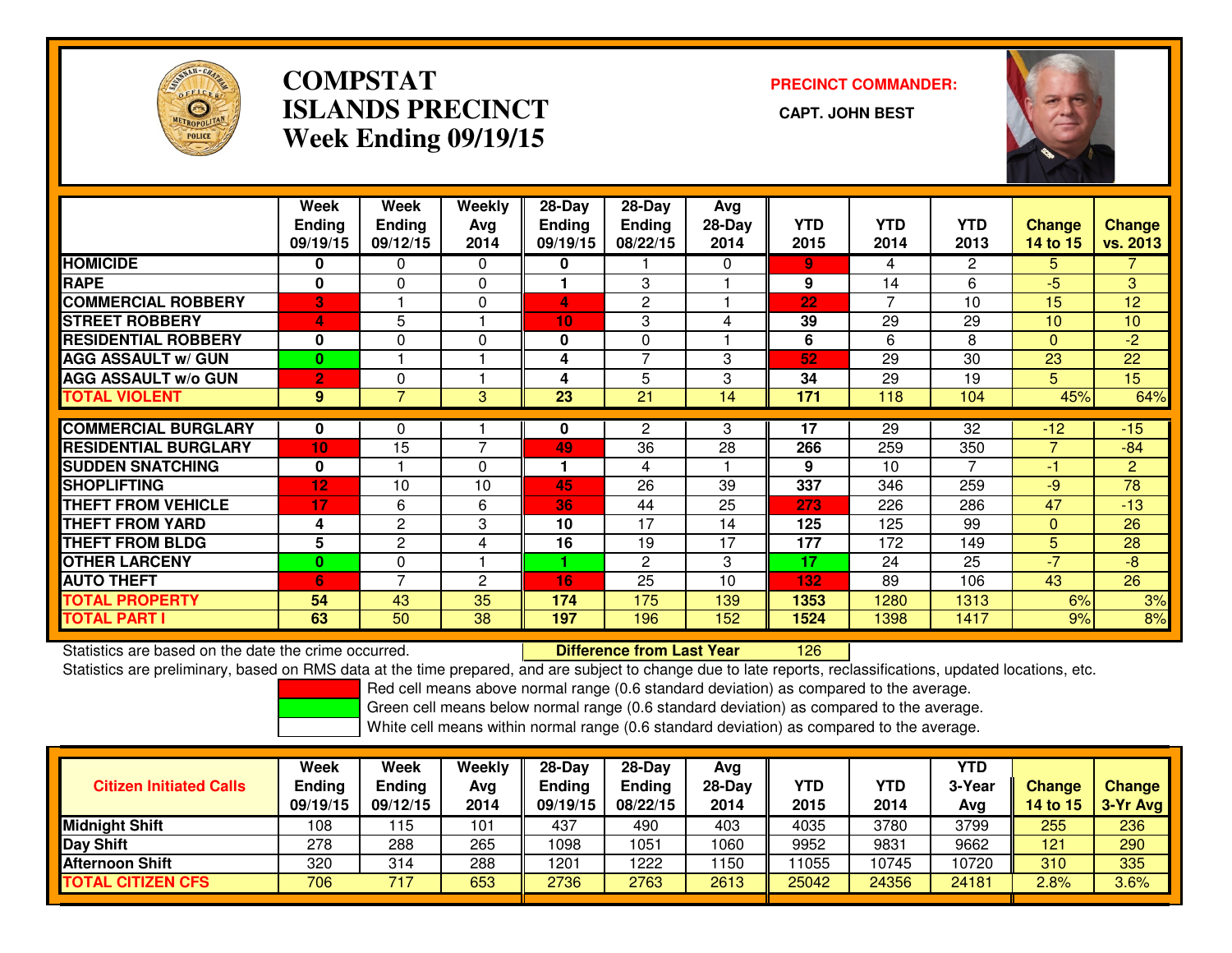# COMPSTAT
# ISLANDS PRECINCT
# Week Ending 09/19/15

**PRECINCT COMMANDER:**

**CAPT. JOHN BEST**

| | Week Ending 09/19/15 | Week Ending 09/12/15 | Weekly Avg 2014 | 28-Day Ending 09/19/15 | 28-Day Ending 08/22/15 | Avg 28-Day 2014 | YTD 2015 | YTD 2014 | YTD 2013 | Change 14 to 15 | Change vs. 2013 |
|---|---|---|---|---|---|---|---|---|---|---|---|
| HOMICIDE | 0 | 0 | 0 | 0 | 1 | 0 | 9 | 4 | 2 | 5 | 7 |
| RAPE | 0 | 0 | 0 | 1 | 3 | 1 | 9 | 14 | 6 | -5 | 3 |
| COMMERCIAL ROBBERY | 3 | 1 | 0 | 4 | 2 | 1 | 22 | 7 | 10 | 15 | 12 |
| STREET ROBBERY | 4 | 5 | 1 | 10 | 3 | 4 | 39 | 29 | 29 | 10 | 10 |
| RESIDENTIAL ROBBERY | 0 | 0 | 0 | 0 | 0 | 1 | 6 | 6 | 8 | 0 | -2 |
| AGG ASSAULT w/ GUN | 0 | 1 | 1 | 4 | 7 | 3 | 52 | 29 | 30 | 23 | 22 |
| AGG ASSAULT w/o GUN | 2 | 0 | 1 | 4 | 5 | 3 | 34 | 29 | 19 | 5 | 15 |
| TOTAL VIOLENT | 9 | 7 | 3 | 23 | 21 | 14 | 171 | 118 | 104 | 45% | 64% |
| COMMERCIAL BURGLARY | 0 | 0 | 1 | 0 | 2 | 3 | 17 | 29 | 32 | -12 | -15 |
| RESIDENTIAL BURGLARY | 10 | 15 | 7 | 49 | 36 | 28 | 266 | 259 | 350 | 7 | -84 |
| SUDDEN SNATCHING | 0 | 1 | 0 | 1 | 4 | 1 | 9 | 10 | 7 | -1 | 2 |
| SHOPLIFTING | 12 | 10 | 10 | 45 | 26 | 39 | 337 | 346 | 259 | -9 | 78 |
| THEFT FROM VEHICLE | 17 | 6 | 6 | 36 | 44 | 25 | 273 | 226 | 286 | 47 | -13 |
| THEFT FROM YARD | 4 | 2 | 3 | 10 | 17 | 14 | 125 | 125 | 99 | 0 | 26 |
| THEFT FROM BLDG | 5 | 2 | 4 | 16 | 19 | 17 | 177 | 172 | 149 | 5 | 28 |
| OTHER LARCENY | 0 | 0 | 1 | 1 | 2 | 3 | 17 | 24 | 25 | -7 | -8 |
| AUTO THEFT | 6 | 7 | 2 | 16 | 25 | 10 | 132 | 89 | 106 | 43 | 26 |
| TOTAL PROPERTY | 54 | 43 | 35 | 174 | 175 | 139 | 1353 | 1280 | 1313 | 6% | 3% |
| TOTAL PART I | 63 | 50 | 38 | 197 | 196 | 152 | 1524 | 1398 | 1417 | 9% | 8% |

Statistics are based on the date the crime occurred. **Difference from Last Year** 126

Statistics are preliminary, based on RMS data at the time prepared, and are subject to change due to late reports, reclassifications, updated locations, etc.

Red cell means above normal range (0.6 standard deviation) as compared to the average.

Green cell means below normal range (0.6 standard deviation) as compared to the average.

White cell means within normal range (0.6 standard deviation) as compared to the average.

| Citizen Initiated Calls | Week Ending 09/19/15 | Week Ending 09/12/15 | Weekly Avg 2014 | 28-Day Ending 09/19/15 | 28-Day Ending 08/22/15 | Avg 28-Day 2014 | YTD 2015 | YTD 2014 | YTD 3-Year Avg | Change 14 to 15 | Change 3-Yr Avg |
|---|---|---|---|---|---|---|---|---|---|---|---|
| Midnight Shift | 108 | 115 | 101 | 437 | 490 | 403 | 4035 | 3780 | 3799 | 255 | 236 |
| Day Shift | 278 | 288 | 265 | 1098 | 1051 | 1060 | 9952 | 9831 | 9662 | 121 | 290 |
| Afternoon Shift | 320 | 314 | 288 | 1201 | 1222 | 1150 | 11055 | 10745 | 10720 | 310 | 335 |
| TOTAL CITIZEN CFS | 706 | 717 | 653 | 2736 | 2763 | 2613 | 25042 | 24356 | 24181 | 2.8% | 3.6% |